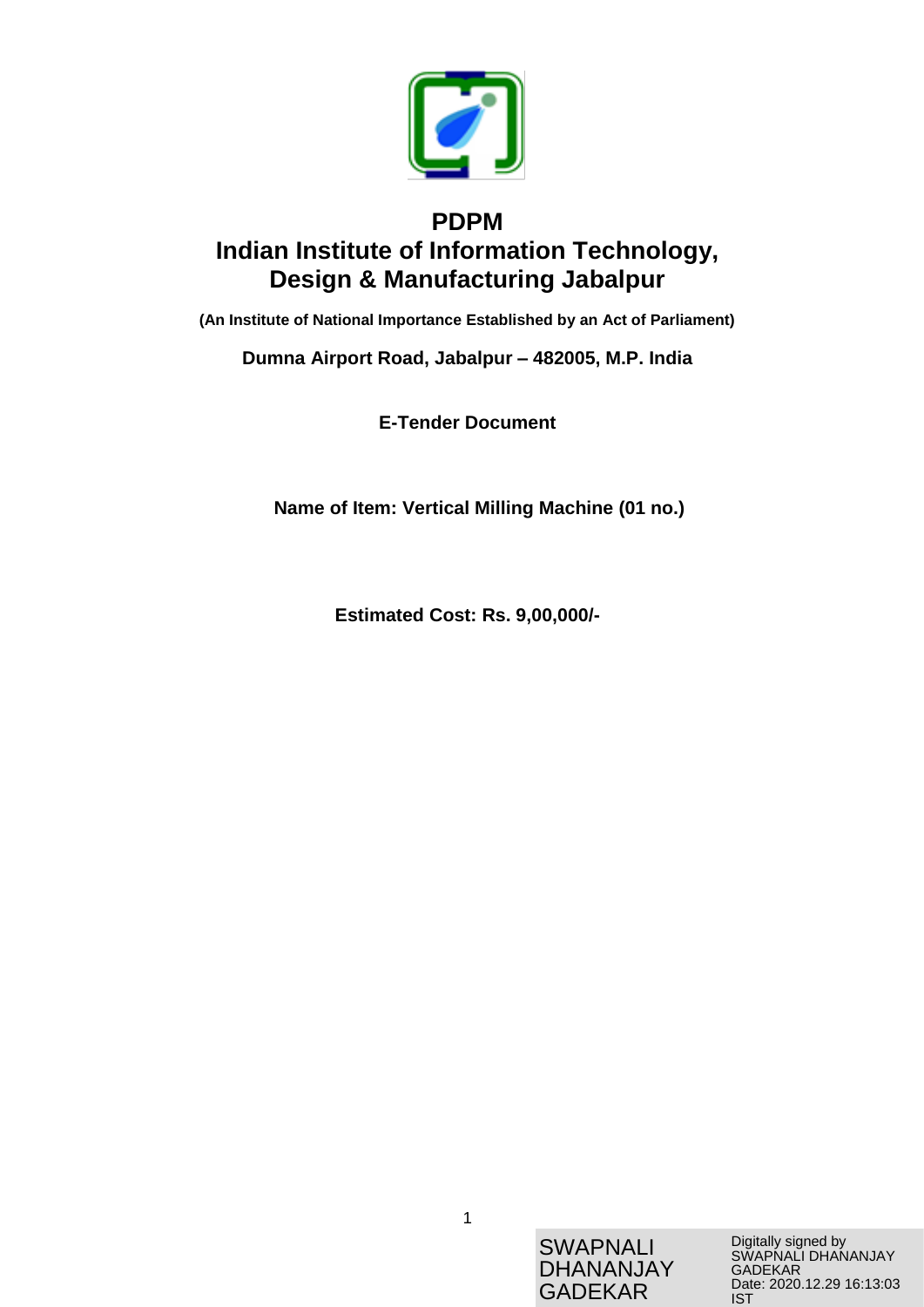# PDPM
# Indian Institute of Information Technology, Design & Manufacturing Jabalpur

**(An Institute of National Importance Established by an Act of Parliament)**

**Dumna Airport Road, Jabalpur – 482005, M.P. India**

**E-Tender Document**

**Name of Item: Vertical Milling Machine (01 no.)**

**Estimated Cost: Rs. 9,00,000/-**

SWAPNALI DHANANJAY GADEKAR

Digitally signed by SWAPNALI DHANANJAY GADEKAR
Date: 2020.12.29 16:13:03 IST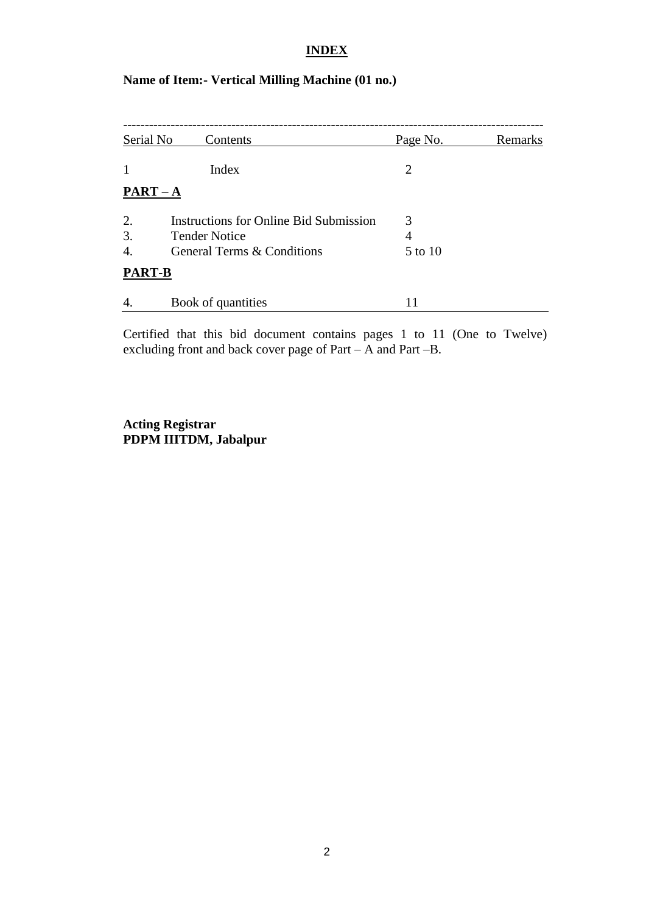# INDEX

**Name of Item:- Vertical Milling Machine (01 no.)**

| Serial No | Contents | Page No. | Remarks |
|---|---|---|---|
| 1 | Index | 2 | |
| **PART – A** | | | |
| 2. | Instructions for Online Bid Submission | 3 | |
| 3. | Tender Notice | 4 | |
| 4. | General Terms & Conditions | 5 to 10 | |
| **PART-B** | | | |
| 4. | Book of quantities | 11 | |

Certified that this bid document contains pages 1 to 11 (One to Twelve) excluding front and back cover page of Part – A and Part –B.

**Acting Registrar**
**PDPM IIITDM, Jabalpur**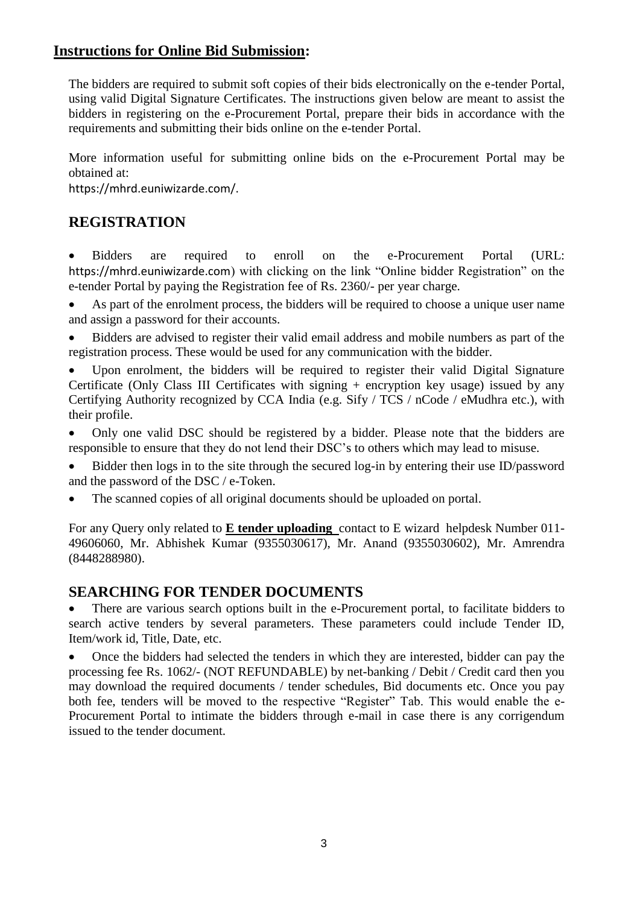## **Instructions for Online Bid Submission:**

The bidders are required to submit soft copies of their bids electronically on the e-tender Portal, using valid Digital Signature Certificates. The instructions given below are meant to assist the bidders in registering on the e-Procurement Portal, prepare their bids in accordance with the requirements and submitting their bids online on the e-tender Portal.

More information useful for submitting online bids on the e-Procurement Portal may be obtained at:
https://mhrd.euniwizarde.com/.

## REGISTRATION

- Bidders are required to enroll on the e-Procurement Portal (URL: https://mhrd.euniwizarde.com) with clicking on the link "Online bidder Registration" on the e-tender Portal by paying the Registration fee of Rs. 2360/- per year charge.
- As part of the enrolment process, the bidders will be required to choose a unique user name and assign a password for their accounts.
- Bidders are advised to register their valid email address and mobile numbers as part of the registration process. These would be used for any communication with the bidder.
- Upon enrolment, the bidders will be required to register their valid Digital Signature Certificate (Only Class III Certificates with signing + encryption key usage) issued by any Certifying Authority recognized by CCA India (e.g. Sify / TCS / nCode / eMudhra etc.), with their profile.
- Only one valid DSC should be registered by a bidder. Please note that the bidders are responsible to ensure that they do not lend their DSC's to others which may lead to misuse.
- Bidder then logs in to the site through the secured log-in by entering their use ID/password and the password of the DSC / e-Token.
- The scanned copies of all original documents should be uploaded on portal.

For any Query only related to **E tender uploading** contact to E wizard helpdesk Number 011-49606060, Mr. Abhishek Kumar (9355030617), Mr. Anand (9355030602), Mr. Amrendra (8448288980).

## SEARCHING FOR TENDER DOCUMENTS

- There are various search options built in the e-Procurement portal, to facilitate bidders to search active tenders by several parameters. These parameters could include Tender ID, Item/work id, Title, Date, etc.
- Once the bidders had selected the tenders in which they are interested, bidder can pay the processing fee Rs. 1062/- (NOT REFUNDABLE) by net-banking / Debit / Credit card then you may download the required documents / tender schedules, Bid documents etc. Once you pay both fee, tenders will be moved to the respective "Register" Tab. This would enable the e-Procurement Portal to intimate the bidders through e-mail in case there is any corrigendum issued to the tender document.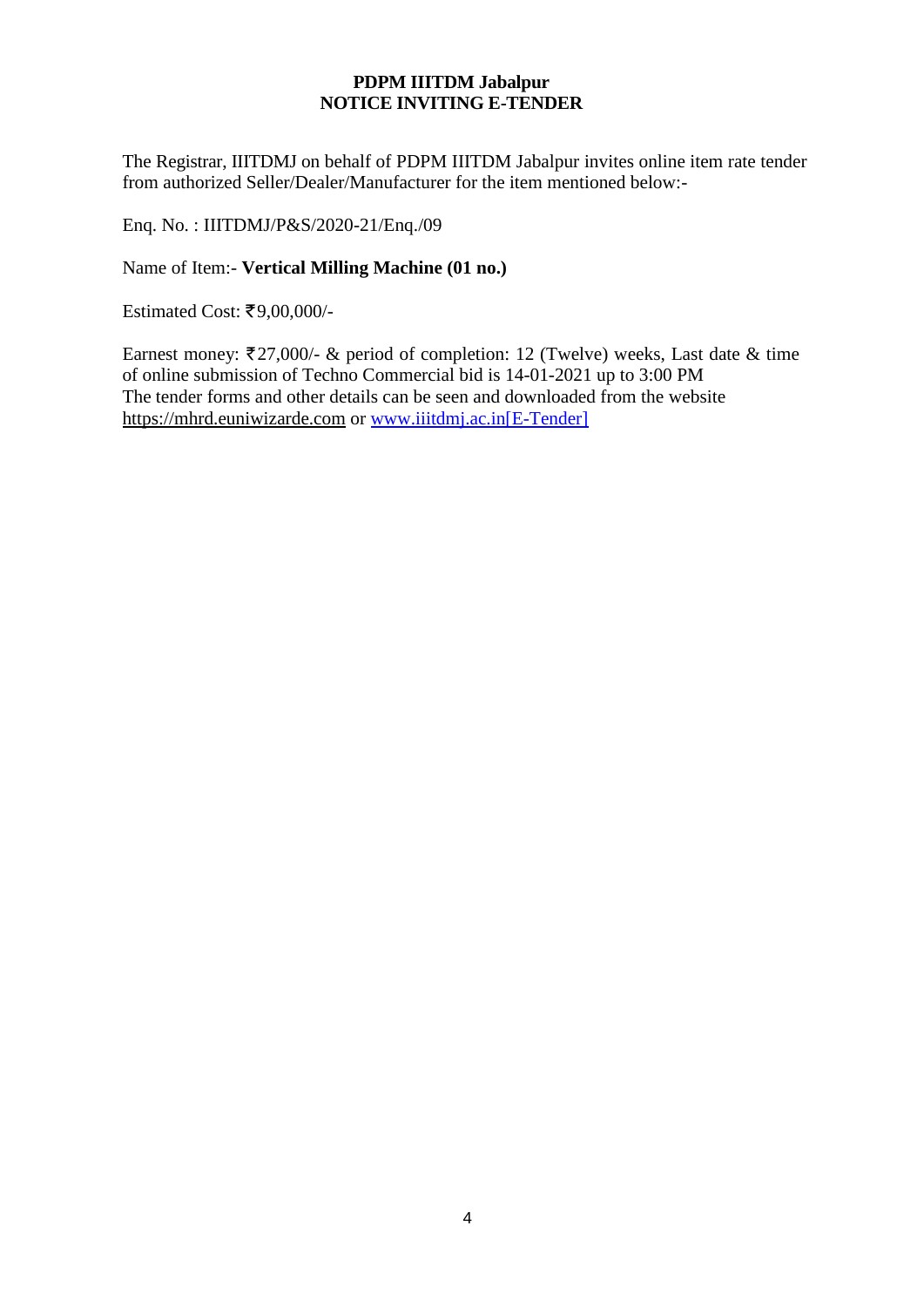**PDPM IIITDM Jabalpur**
**NOTICE INVITING E-TENDER**

The Registrar, IIITDMJ on behalf of PDPM IIITDM Jabalpur invites online item rate tender from authorized Seller/Dealer/Manufacturer for the item mentioned below:-

Enq. No. : IIITDMJ/P&S/2020-21/Enq./09

Name of Item:- **Vertical Milling Machine (01 no.)**

Estimated Cost: ₹9,00,000/-

Earnest money: ₹27,000/- & period of completion: 12 (Twelve) weeks, Last date & time of online submission of Techno Commercial bid is 14-01-2021 up to 3:00 PM
The tender forms and other details can be seen and downloaded from the website https://mhrd.euniwizarde.com or www.iiitdmj.ac.in[E-Tender]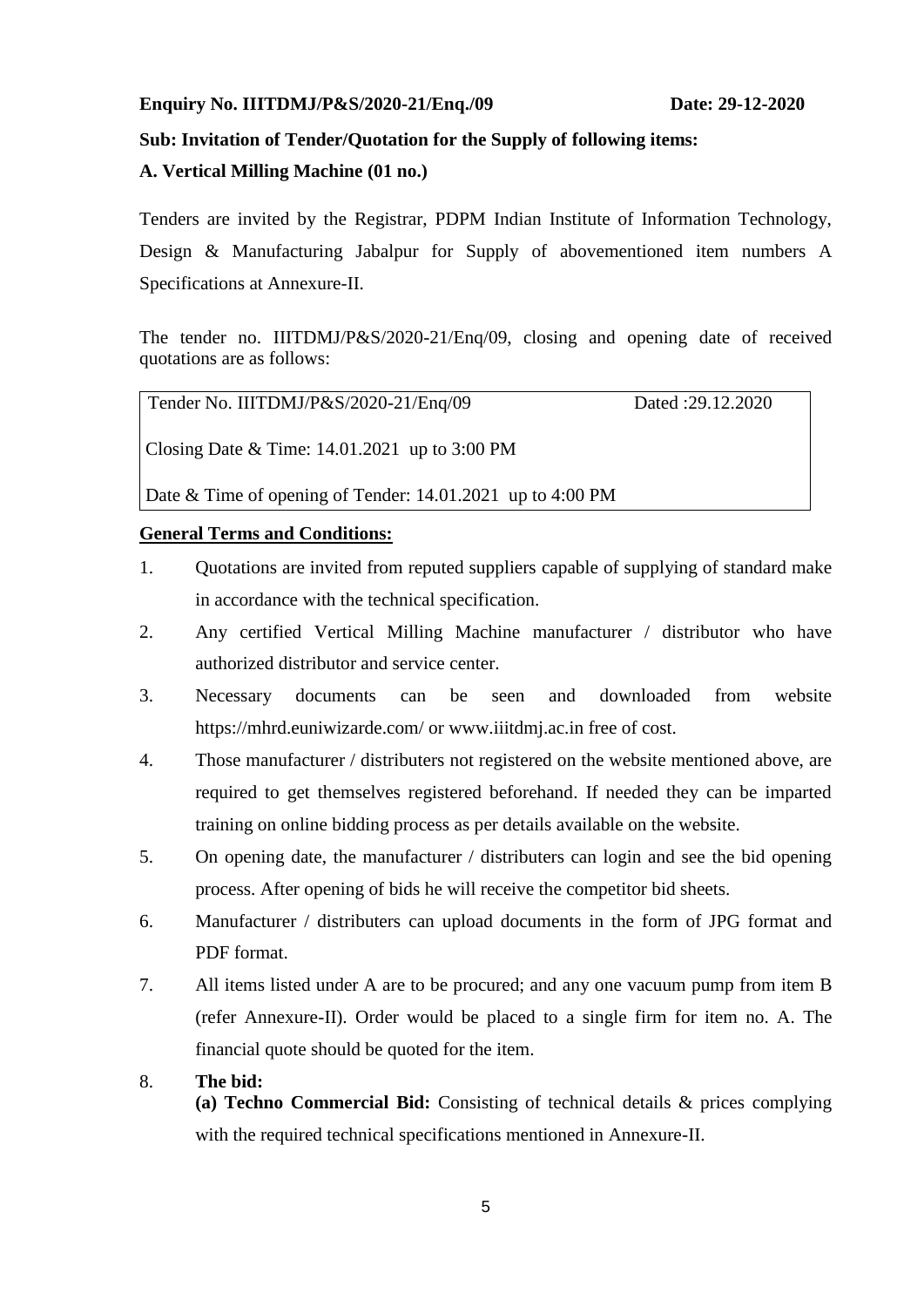**Enquiry No. IIITDMJ/P&S/2020-21/Enq./09** **Date: 29-12-2020**

**Sub: Invitation of Tender/Quotation for the Supply of following items:**

**A. Vertical Milling Machine (01 no.)**

Tenders are invited by the Registrar, PDPM Indian Institute of Information Technology, Design & Manufacturing Jabalpur for Supply of abovementioned item numbers A Specifications at Annexure-II.

The tender no. IIITDMJ/P&S/2020-21/Enq/09, closing and opening date of received quotations are as follows:

| Tender No. IIITDMJ/P&S/2020-21/Enq/09 | Dated :29.12.2020 |
|---|---|
| Closing Date & Time: 14.01.2021 up to 3:00 PM | |
| Date & Time of opening of Tender: 14.01.2021 up to 4:00 PM | |

**General Terms and Conditions:**

1. Quotations are invited from reputed suppliers capable of supplying of standard make in accordance with the technical specification.
2. Any certified Vertical Milling Machine manufacturer / distributor who have authorized distributor and service center.
3. Necessary documents can be seen and downloaded from website https://mhrd.euniwizarde.com/ or www.iiitdmj.ac.in free of cost.
4. Those manufacturer / distributers not registered on the website mentioned above, are required to get themselves registered beforehand. If needed they can be imparted training on online bidding process as per details available on the website.
5. On opening date, the manufacturer / distributers can login and see the bid opening process. After opening of bids he will receive the competitor bid sheets.
6. Manufacturer / distributers can upload documents in the form of JPG format and PDF format.
7. All items listed under A are to be procured; and any one vacuum pump from item B (refer Annexure-II). Order would be placed to a single firm for item no. A. The financial quote should be quoted for the item.
8. **The bid:**
   **(a) Techno Commercial Bid:** Consisting of technical details & prices complying with the required technical specifications mentioned in Annexure-II.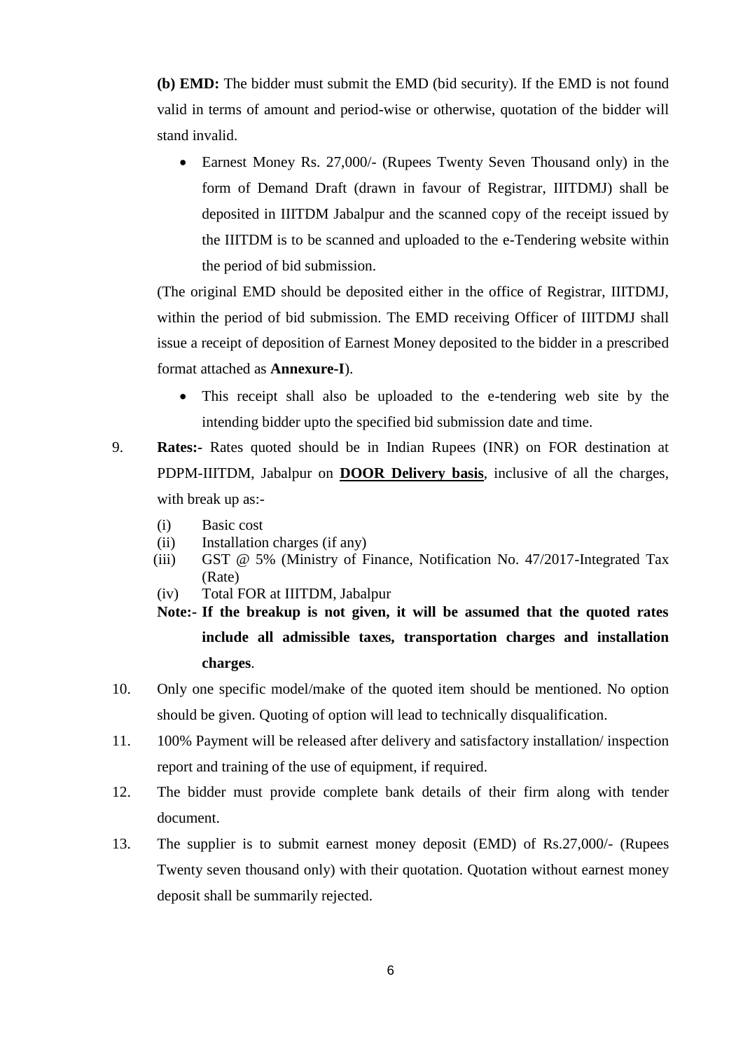**(b) EMD:** The bidder must submit the EMD (bid security). If the EMD is not found valid in terms of amount and period-wise or otherwise, quotation of the bidder will stand invalid.

- Earnest Money Rs. 27,000/- (Rupees Twenty Seven Thousand only) in the form of Demand Draft (drawn in favour of Registrar, IIITDMJ) shall be deposited in IIITDM Jabalpur and the scanned copy of the receipt issued by the IIITDM is to be scanned and uploaded to the e-Tendering website within the period of bid submission.

(The original EMD should be deposited either in the office of Registrar, IIITDMJ, within the period of bid submission. The EMD receiving Officer of IIITDMJ shall issue a receipt of deposition of Earnest Money deposited to the bidder in a prescribed format attached as **Annexure-I**).

- This receipt shall also be uploaded to the e-tendering web site by the intending bidder upto the specified bid submission date and time.

9. **Rates:-** Rates quoted should be in Indian Rupees (INR) on FOR destination at PDPM-IIITDM, Jabalpur on **<u>DOOR Delivery basis</u>**, inclusive of all the charges, with break up as:-

   (i) Basic cost
   (ii) Installation charges (if any)
   (iii) GST @ 5% (Ministry of Finance, Notification No. 47/2017-Integrated Tax (Rate)
   (iv) Total FOR at IIITDM, Jabalpur

   **Note:- If the breakup is not given, it will be assumed that the quoted rates include all admissible taxes, transportation charges and installation charges**.

10. Only one specific model/make of the quoted item should be mentioned. No option should be given. Quoting of option will lead to technically disqualification.

11. 100% Payment will be released after delivery and satisfactory installation/ inspection report and training of the use of equipment, if required.

12. The bidder must provide complete bank details of their firm along with tender document.

13. The supplier is to submit earnest money deposit (EMD) of Rs.27,000/- (Rupees Twenty seven thousand only) with their quotation. Quotation without earnest money deposit shall be summarily rejected.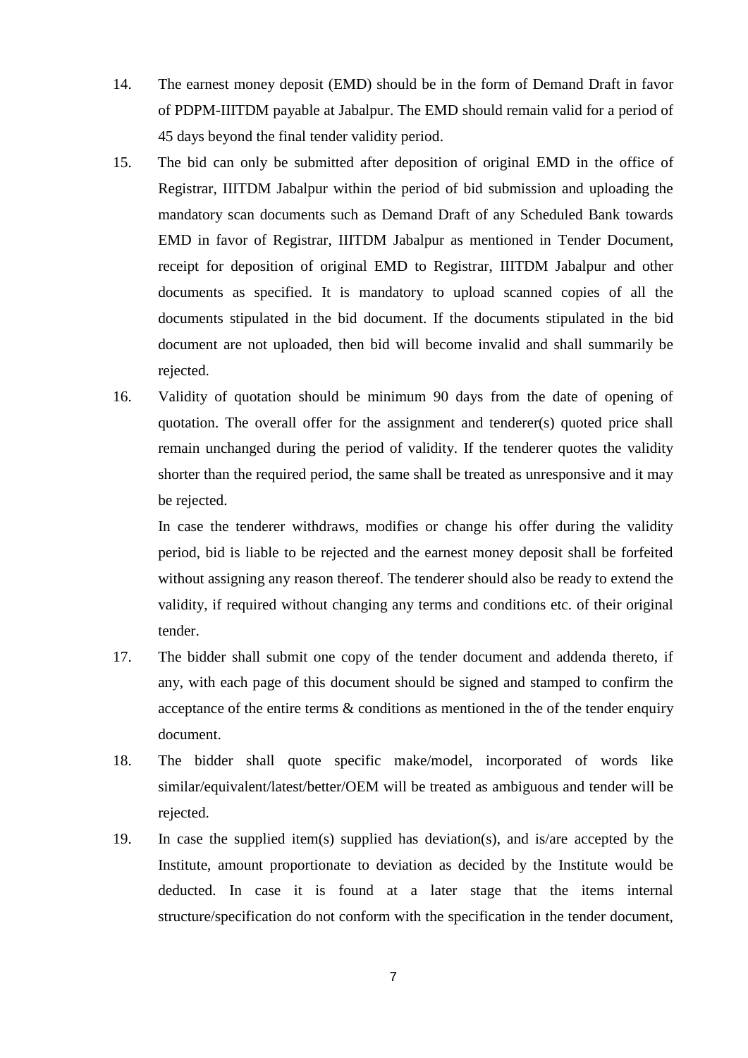14. The earnest money deposit (EMD) should be in the form of Demand Draft in favor of PDPM-IIITDM payable at Jabalpur. The EMD should remain valid for a period of 45 days beyond the final tender validity period.

15. The bid can only be submitted after deposition of original EMD in the office of Registrar, IIITDM Jabalpur within the period of bid submission and uploading the mandatory scan documents such as Demand Draft of any Scheduled Bank towards EMD in favor of Registrar, IIITDM Jabalpur as mentioned in Tender Document, receipt for deposition of original EMD to Registrar, IIITDM Jabalpur and other documents as specified. It is mandatory to upload scanned copies of all the documents stipulated in the bid document. If the documents stipulated in the bid document are not uploaded, then bid will become invalid and shall summarily be rejected.

16. Validity of quotation should be minimum 90 days from the date of opening of quotation. The overall offer for the assignment and tenderer(s) quoted price shall remain unchanged during the period of validity. If the tenderer quotes the validity shorter than the required period, the same shall be treated as unresponsive and it may be rejected.

    In case the tenderer withdraws, modifies or change his offer during the validity period, bid is liable to be rejected and the earnest money deposit shall be forfeited without assigning any reason thereof. The tenderer should also be ready to extend the validity, if required without changing any terms and conditions etc. of their original tender.

17. The bidder shall submit one copy of the tender document and addenda thereto, if any, with each page of this document should be signed and stamped to confirm the acceptance of the entire terms & conditions as mentioned in the of the tender enquiry document.

18. The bidder shall quote specific make/model, incorporated of words like similar/equivalent/latest/better/OEM will be treated as ambiguous and tender will be rejected.

19. In case the supplied item(s) supplied has deviation(s), and is/are accepted by the Institute, amount proportionate to deviation as decided by the Institute would be deducted. In case it is found at a later stage that the items internal structure/specification do not conform with the specification in the tender document,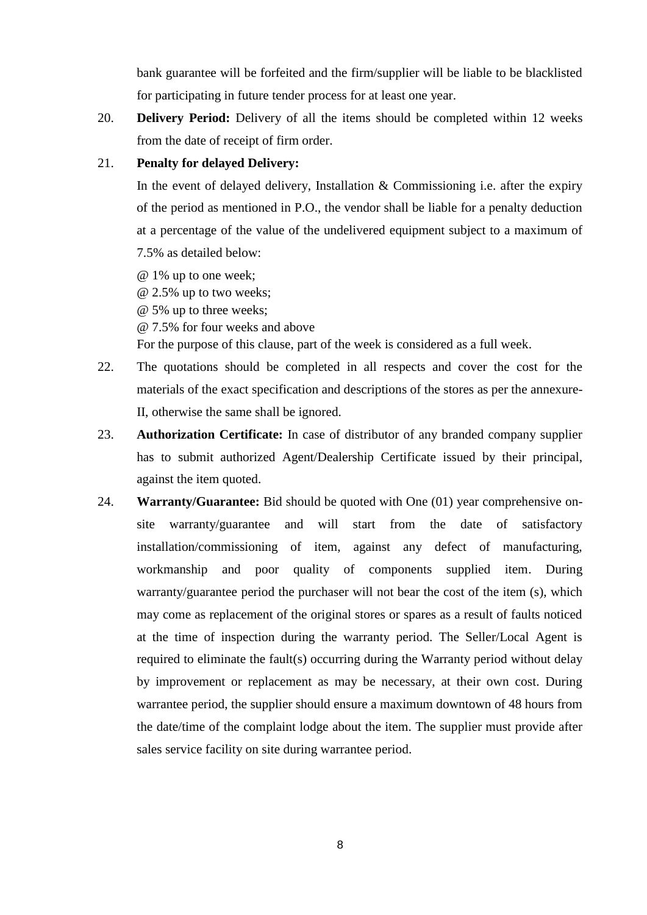bank guarantee will be forfeited and the firm/supplier will be liable to be blacklisted for participating in future tender process for at least one year.

20. **Delivery Period:** Delivery of all the items should be completed within 12 weeks from the date of receipt of firm order.

21. **Penalty for delayed Delivery:**

    In the event of delayed delivery, Installation & Commissioning i.e. after the expiry of the period as mentioned in P.O., the vendor shall be liable for a penalty deduction at a percentage of the value of the undelivered equipment subject to a maximum of 7.5% as detailed below:

    @ 1% up to one week;
    @ 2.5% up to two weeks;
    @ 5% up to three weeks;
    @ 7.5% for four weeks and above
    For the purpose of this clause, part of the week is considered as a full week.

22. The quotations should be completed in all respects and cover the cost for the materials of the exact specification and descriptions of the stores as per the annexure-II, otherwise the same shall be ignored.

23. **Authorization Certificate:** In case of distributor of any branded company supplier has to submit authorized Agent/Dealership Certificate issued by their principal, against the item quoted.

24. **Warranty/Guarantee:** Bid should be quoted with One (01) year comprehensive on-site warranty/guarantee and will start from the date of satisfactory installation/commissioning of item, against any defect of manufacturing, workmanship and poor quality of components supplied item. During warranty/guarantee period the purchaser will not bear the cost of the item (s), which may come as replacement of the original stores or spares as a result of faults noticed at the time of inspection during the warranty period. The Seller/Local Agent is required to eliminate the fault(s) occurring during the Warranty period without delay by improvement or replacement as may be necessary, at their own cost. During warrantee period, the supplier should ensure a maximum downtown of 48 hours from the date/time of the complaint lodge about the item. The supplier must provide after sales service facility on site during warrantee period.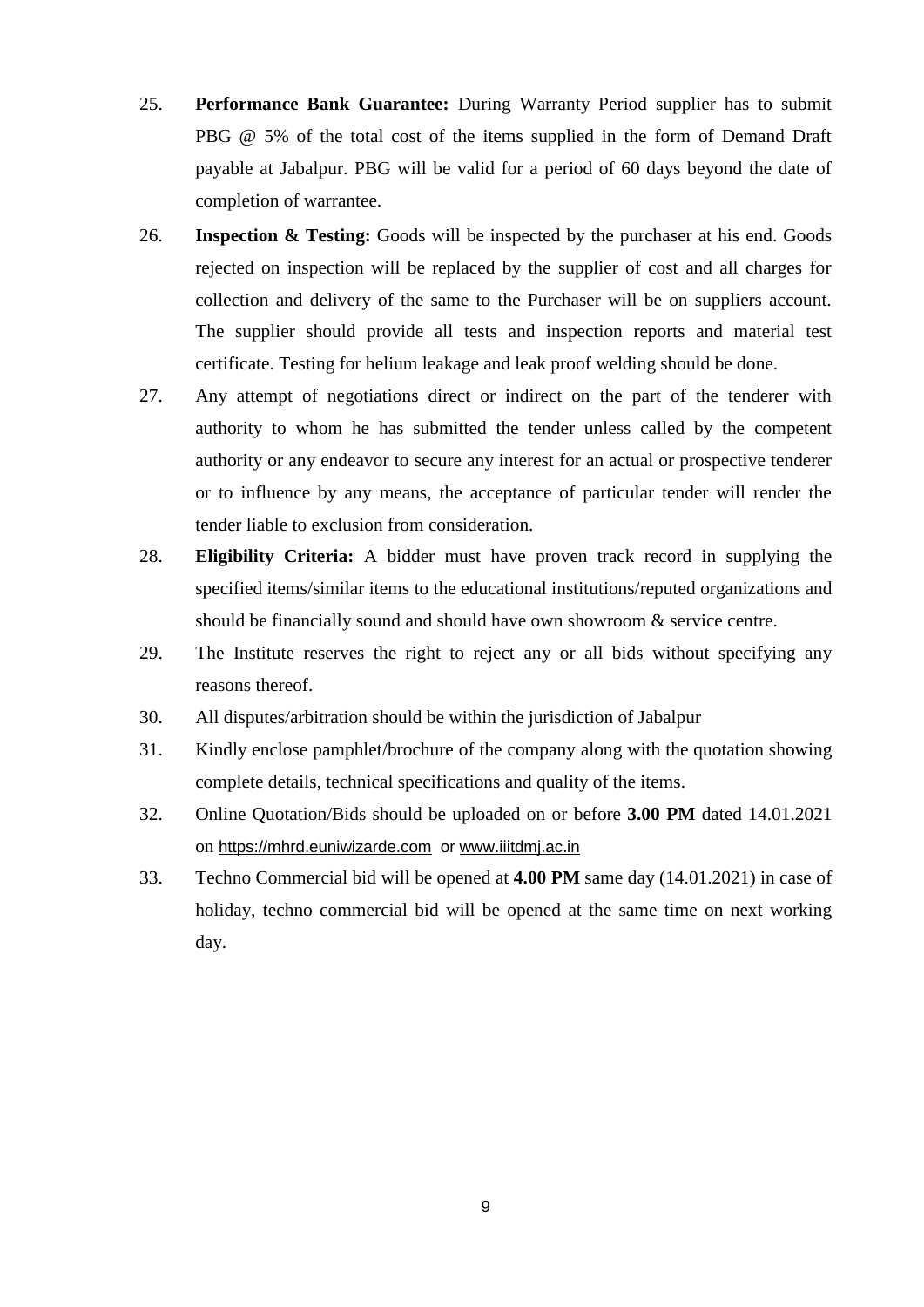25. **Performance Bank Guarantee:** During Warranty Period supplier has to submit PBG @ 5% of the total cost of the items supplied in the form of Demand Draft payable at Jabalpur. PBG will be valid for a period of 60 days beyond the date of completion of warrantee.
26. **Inspection & Testing:** Goods will be inspected by the purchaser at his end. Goods rejected on inspection will be replaced by the supplier of cost and all charges for collection and delivery of the same to the Purchaser will be on suppliers account. The supplier should provide all tests and inspection reports and material test certificate. Testing for helium leakage and leak proof welding should be done.
27. Any attempt of negotiations direct or indirect on the part of the tenderer with authority to whom he has submitted the tender unless called by the competent authority or any endeavor to secure any interest for an actual or prospective tenderer or to influence by any means, the acceptance of particular tender will render the tender liable to exclusion from consideration.
28. **Eligibility Criteria:** A bidder must have proven track record in supplying the specified items/similar items to the educational institutions/reputed organizations and should be financially sound and should have own showroom & service centre.
29. The Institute reserves the right to reject any or all bids without specifying any reasons thereof.
30. All disputes/arbitration should be within the jurisdiction of Jabalpur
31. Kindly enclose pamphlet/brochure of the company along with the quotation showing complete details, technical specifications and quality of the items.
32. Online Quotation/Bids should be uploaded on or before **3.00 PM** dated 14.01.2021 on https://mhrd.euniwizarde.com or www.iiitdmj.ac.in
33. Techno Commercial bid will be opened at **4.00 PM** same day (14.01.2021) in case of holiday, techno commercial bid will be opened at the same time on next working day.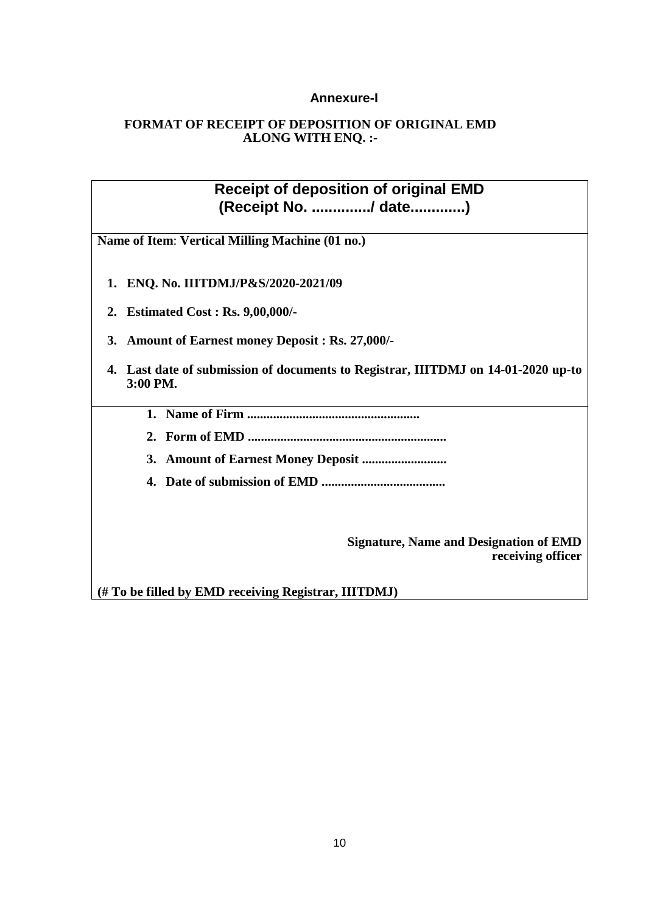**Annexure-I**

**FORMAT OF RECEIPT OF DEPOSITION OF ORIGINAL EMD ALONG WITH ENQ. :-**

## Receipt of deposition of original EMD (Receipt No. ............../ date............)

**Name of Item**: **Vertical Milling Machine (01 no.)**

1. **ENQ. No. IIITDMJ/P&S/2020-2021/09**
2. **Estimated Cost : Rs. 9,00,000/-**
3. **Amount of Earnest money Deposit : Rs. 27,000/-**
4. **Last date of submission of documents to Registrar, IIITDMJ on 14-01-2020 up-to 3:00 PM.**

---

1. **Name of Firm ....................................................**
2. **Form of EMD ............................................................**
3. **Amount of Earnest Money Deposit .........................**
4. **Date of submission of EMD .....................................**

**Signature, Name and Designation of EMD receiving officer**

**(# To be filled by EMD receiving Registrar, IIITDMJ)**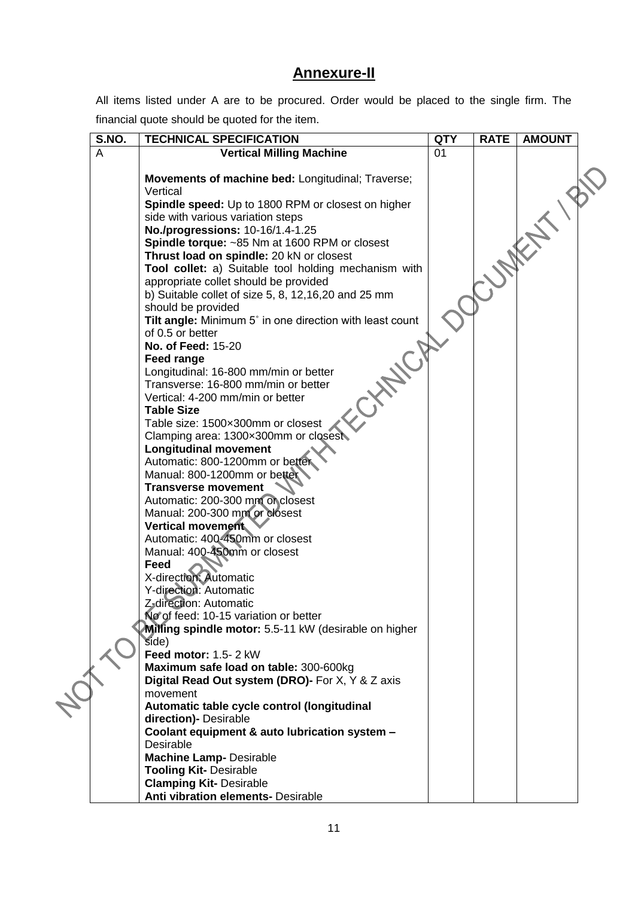## Annexure-II

All items listed under A are to be procured. Order would be placed to the single firm. The financial quote should be quoted for the item.

| S.NO. | TECHNICAL SPECIFICATION | QTY | RATE | AMOUNT |
|---|---|---|---|---|
| A | **Vertical Milling Machine**<br><br>**Movements of machine bed:** Longitudinal; Traverse; Vertical<br>**Spindle speed:** Up to 1800 RPM or closest on higher side with various variation steps<br>**No./progressions:** 10-16/1.4-1.25<br>**Spindle torque:** ~85 Nm at 1600 RPM or closest<br>**Thrust load on spindle:** 20 kN or closest<br>**Tool collet:** a) Suitable tool holding mechanism with appropriate collet should be provided<br>b) Suitable collet of size 5, 8, 12,16,20 and 25 mm should be provided<br>**Tilt angle:** Minimum 5˚ in one direction with least count of 0.5 or better<br>**No. of Feed:** 15-20<br>**Feed range**<br>Longitudinal: 16-800 mm/min or better<br>Transverse: 16-800 mm/min or better<br>Vertical: 4-200 mm/min or better<br>**Table Size**<br>Table size: 1500×300mm or closest<br>Clamping area: 1300×300mm or closest<br>**Longitudinal movement**<br>Automatic: 800-1200mm or better<br>Manual: 800-1200mm or better<br>**Transverse movement**<br>Automatic: 200-300 mm or closest<br>Manual: 200-300 mm or closest<br>**Vertical movement**<br>Automatic: 400-450mm or closest<br>Manual: 400-450mm or closest<br>**Feed**<br>X-direction: Automatic<br>Y-direction: Automatic<br>Z-direction: Automatic<br>No of feed: 10-15 variation or better<br>**Milling spindle motor:** 5.5-11 kW (desirable on higher side)<br>**Feed motor:** 1.5- 2 kW<br>**Maximum safe load on table:** 300-600kg<br>**Digital Read Out system (DRO)-** For X, Y & Z axis movement<br>**Automatic table cycle control (longitudinal direction)-** Desirable<br>**Coolant equipment & auto lubrication system –** Desirable<br>**Machine Lamp-** Desirable<br>**Tooling Kit-** Desirable<br>**Clamping Kit-** Desirable<br>**Anti vibration elements-** Desirable | 01 | | |

NOT TO BE SUBMITTED WITH TECHNICAL DOCUMENT / BID